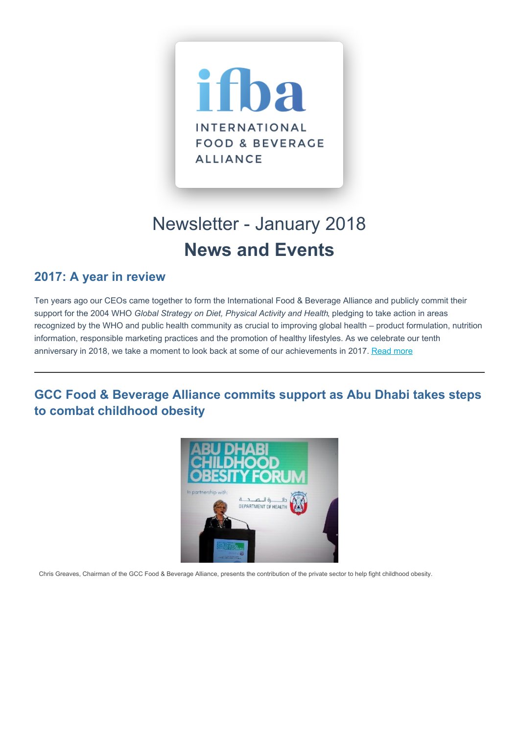# Newsletter - January 2018

# News and Events

## 2017: A year in review

Ten years ago our CEOs came together to form the International Food & Beverage Alliance and publicly commit their support for the 2004 WHO *Global Strategy on Diet, Physical Activity and Health*, pledging to take action in areas recognized by the WHO and public health community as crucial to improving global health – product formulation, nutrition information, responsible marketing practices and the promotion of healthy lifestyles. As we celebrate our tenth anniversary in 2018, we take a moment to look back at some of our achievements in 2017. Read more

---

## GCC Food & Beverage Alliance commits support as Abu Dhabi takes steps to combat childhood obesity

Chris Greaves, Chairman of the GCC Food & Beverage Alliance, presents the contribution of the private sector to help fight childhood obesity.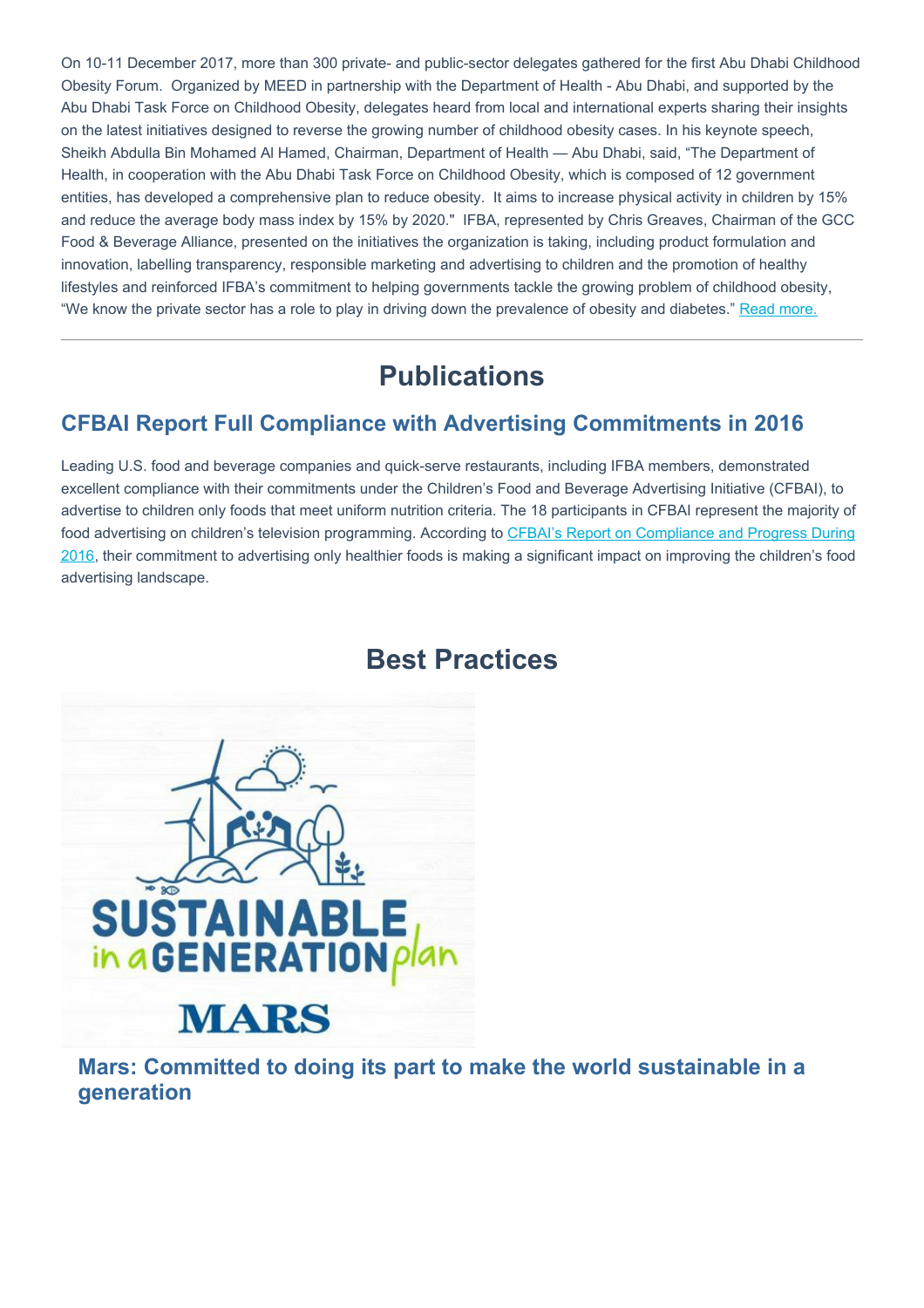On 10-11 December 2017, more than 300 private- and public-sector delegates gathered for the first Abu Dhabi Childhood Obesity Forum. Organized by MEED in partnership with the Department of Health - Abu Dhabi, and supported by the Abu Dhabi Task Force on Childhood Obesity, delegates heard from local and international experts sharing their insights on the latest initiatives designed to reverse the growing number of childhood obesity cases. In his keynote speech, Sheikh Abdulla Bin Mohamed Al Hamed, Chairman, Department of Health — Abu Dhabi, said, "The Department of Health, in cooperation with the Abu Dhabi Task Force on Childhood Obesity, which is composed of 12 government entities, has developed a comprehensive plan to reduce obesity. It aims to increase physical activity in children by 15% and reduce the average body mass index by 15% by 2020." IFBA, represented by Chris Greaves, Chairman of the GCC Food & Beverage Alliance, presented on the initiatives the organization is taking, including product formulation and innovation, labelling transparency, responsible marketing and advertising to children and the promotion of healthy lifestyles and reinforced IFBA's commitment to helping governments tackle the growing problem of childhood obesity, "We know the private sector has a role to play in driving down the prevalence of obesity and diabetes." Read more.

---

# Publications

## CFBAI Report Full Compliance with Advertising Commitments in 2016

Leading U.S. food and beverage companies and quick-serve restaurants, including IFBA members, demonstrated excellent compliance with their commitments under the Children's Food and Beverage Advertising Initiative (CFBAI), to advertise to children only foods that meet uniform nutrition criteria. The 18 participants in CFBAI represent the majority of food advertising on children's television programming. According to CFBAI's Report on Compliance and Progress During 2016, their commitment to advertising only healthier foods is making a significant impact on improving the children's food advertising landscape.

# Best Practices

SUSTAINABLE in a GENERATION plan

MARS

## Mars: Committed to doing its part to make the world sustainable in a generation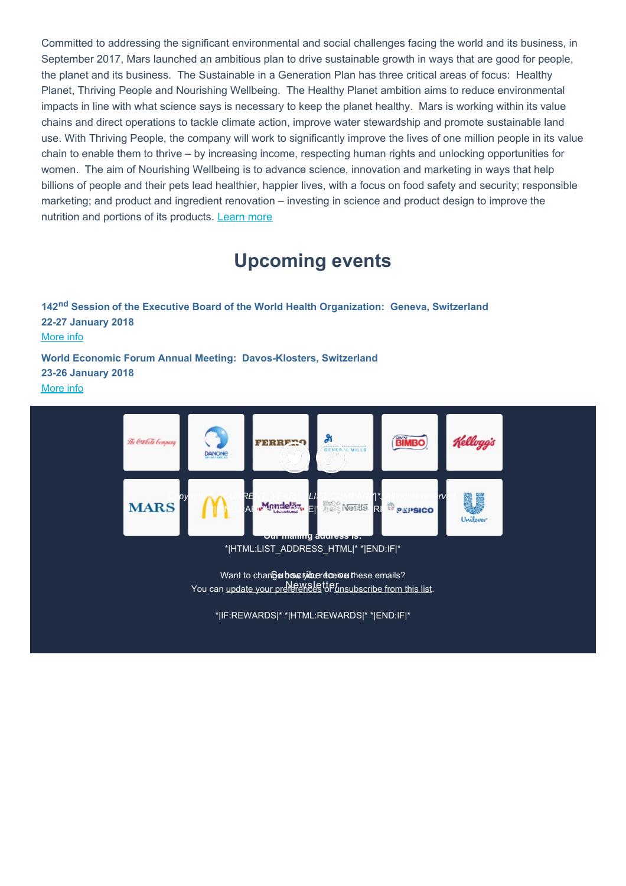Committed to addressing the significant environmental and social challenges facing the world and its business, in September 2017, Mars launched an ambitious plan to drive sustainable growth in ways that are good for people, the planet and its business. The Sustainable in a Generation Plan has three critical areas of focus: Healthy Planet, Thriving People and Nourishing Wellbeing. The Healthy Planet ambition aims to reduce environmental impacts in line with what science says is necessary to keep the planet healthy. Mars is working within its value chains and direct operations to tackle climate action, improve water stewardship and promote sustainable land use. With Thriving People, the company will work to significantly improve the lives of one million people in its value chain to enable them to thrive – by increasing income, respecting human rights and unlocking opportunities for women. The aim of Nourishing Wellbeing is to advance science, innovation and marketing in ways that help billions of people and their pets lead healthier, happier lives, with a focus on food safety and security; responsible marketing; and product and ingredient renovation – investing in science and product design to improve the nutrition and portions of its products. Learn more

## Upcoming events

**142nd Session of the Executive Board of the World Health Organization: Geneva, Switzerland**
**22-27 January 2018**
More info

**World Economic Forum Annual Meeting: Davos-Klosters, Switzerland**
**23-26 January 2018**
More info

**Our mailing address is:**
*|HTML:LIST_ADDRESS_HTML|* *|END:IF|*

Want to change how you receive these emails?
You can update your preferences or unsubscribe from this list.

Subscribe to our Newsletter

*|IF:REWARDS|* *|HTML:REWARDS|* *|END:IF|*